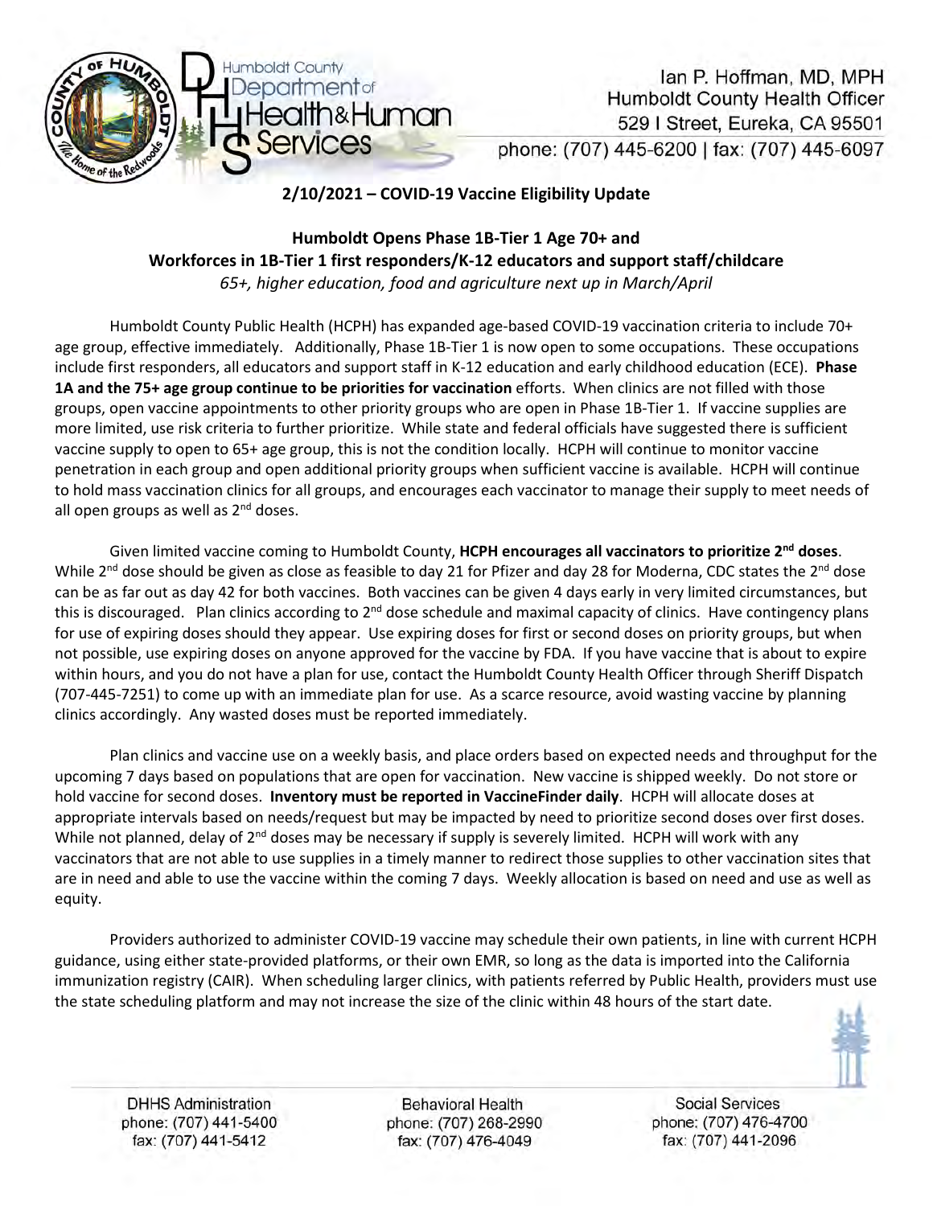Ian P. Hoffman, MD, MPH
Humboldt County Health Officer
529 I Street, Eureka, CA 95501
phone: (707) 445-6200 | fax: (707) 445-6097

**2/10/2021 – COVID-19 Vaccine Eligibility Update**

## Humboldt Opens Phase 1B-Tier 1 Age 70+ and Workforces in 1B-Tier 1 first responders/K-12 educators and support staff/childcare

*65+, higher education, food and agriculture next up in March/April*

Humboldt County Public Health (HCPH) has expanded age-based COVID-19 vaccination criteria to include 70+ age group, effective immediately. Additionally, Phase 1B-Tier 1 is now open to some occupations. These occupations include first responders, all educators and support staff in K-12 education and early childhood education (ECE). **Phase 1A and the 75+ age group continue to be priorities for vaccination** efforts. When clinics are not filled with those groups, open vaccine appointments to other priority groups who are open in Phase 1B-Tier 1. If vaccine supplies are more limited, use risk criteria to further prioritize. While state and federal officials have suggested there is sufficient vaccine supply to open to 65+ age group, this is not the condition locally. HCPH will continue to monitor vaccine penetration in each group and open additional priority groups when sufficient vaccine is available. HCPH will continue to hold mass vaccination clinics for all groups, and encourages each vaccinator to manage their supply to meet needs of all open groups as well as 2nd doses.

Given limited vaccine coming to Humboldt County, **HCPH encourages all vaccinators to prioritize 2nd doses**. While 2nd dose should be given as close as feasible to day 21 for Pfizer and day 28 for Moderna, CDC states the 2nd dose can be as far out as day 42 for both vaccines. Both vaccines can be given 4 days early in very limited circumstances, but this is discouraged. Plan clinics according to 2nd dose schedule and maximal capacity of clinics. Have contingency plans for use of expiring doses should they appear. Use expiring doses for first or second doses on priority groups, but when not possible, use expiring doses on anyone approved for the vaccine by FDA. If you have vaccine that is about to expire within hours, and you do not have a plan for use, contact the Humboldt County Health Officer through Sheriff Dispatch (707-445-7251) to come up with an immediate plan for use. As a scarce resource, avoid wasting vaccine by planning clinics accordingly. Any wasted doses must be reported immediately.

Plan clinics and vaccine use on a weekly basis, and place orders based on expected needs and throughput for the upcoming 7 days based on populations that are open for vaccination. New vaccine is shipped weekly. Do not store or hold vaccine for second doses. **Inventory must be reported in VaccineFinder daily**. HCPH will allocate doses at appropriate intervals based on needs/request but may be impacted by need to prioritize second doses over first doses. While not planned, delay of 2nd doses may be necessary if supply is severely limited. HCPH will work with any vaccinators that are not able to use supplies in a timely manner to redirect those supplies to other vaccination sites that are in need and able to use the vaccine within the coming 7 days. Weekly allocation is based on need and use as well as equity.

Providers authorized to administer COVID-19 vaccine may schedule their own patients, in line with current HCPH guidance, using either state-provided platforms, or their own EMR, so long as the data is imported into the California immunization registry (CAIR). When scheduling larger clinics, with patients referred by Public Health, providers must use the state scheduling platform and may not increase the size of the clinic within 48 hours of the start date.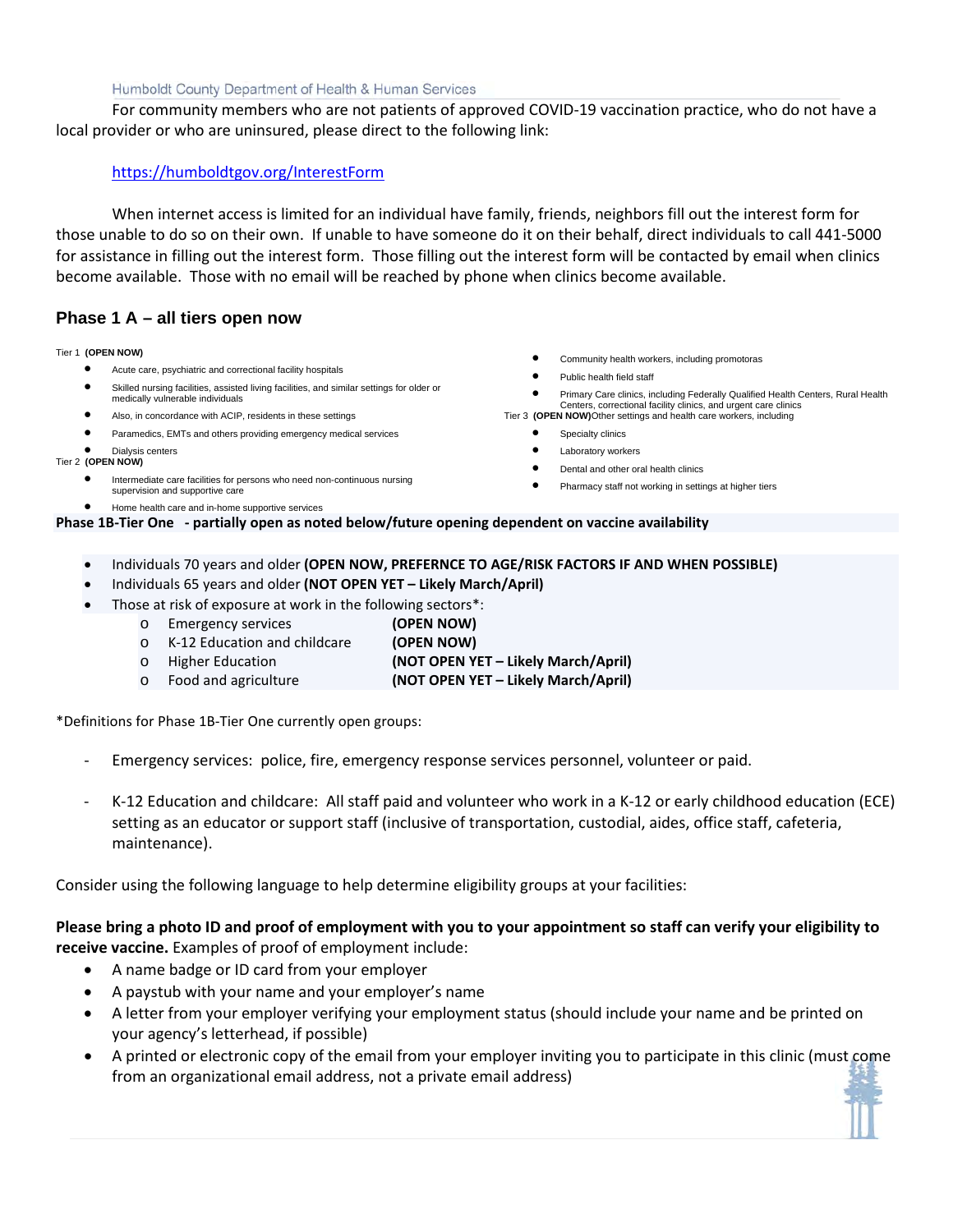For community members who are not patients of approved COVID-19 vaccination practice, who do not have a local provider or who are uninsured, please direct to the following link:

https://humboldtgov.org/InterestForm

When internet access is limited for an individual have family, friends, neighbors fill out the interest form for those unable to do so on their own. If unable to have someone do it on their behalf, direct individuals to call 441-5000 for assistance in filling out the interest form. Those filling out the interest form will be contacted by email when clinics become available. Those with no email will be reached by phone when clinics become available.

## Phase 1 A – all tiers open now

Tier 1 **(OPEN NOW)**

- Acute care, psychiatric and correctional facility hospitals
- Skilled nursing facilities, assisted living facilities, and similar settings for older or medically vulnerable individuals
- Also, in concordance with ACIP, residents in these settings
- Paramedics, EMTs and others providing emergency medical services
- Dialysis centers

Tier 2 **(OPEN NOW)**

- Intermediate care facilities for persons who need non-continuous nursing supervision and supportive care
- Home health care and in-home supportive services
- Community health workers, including promotoras
- Public health field staff
- Primary Care clinics, including Federally Qualified Health Centers, Rural Health Centers, correctional facility clinics, and urgent care clinics

Tier 3 **(OPEN NOW)**Other settings and health care workers, including

- Specialty clinics
- Laboratory workers
- Dental and other oral health clinics
- Pharmacy staff not working in settings at higher tiers

**Phase 1B-Tier One - partially open as noted below/future opening dependent on vaccine availability**

- Individuals 70 years and older **(OPEN NOW, PREFERNCE TO AGE/RISK FACTORS IF AND WHEN POSSIBLE)**
- Individuals 65 years and older **(NOT OPEN YET – Likely March/April)**
- Those at risk of exposure at work in the following sectors*:
  - Emergency services **(OPEN NOW)**
  - K-12 Education and childcare **(OPEN NOW)**
  - Higher Education **(NOT OPEN YET – Likely March/April)**
  - Food and agriculture **(NOT OPEN YET – Likely March/April)**

*Definitions for Phase 1B-Tier One currently open groups:

- Emergency services: police, fire, emergency response services personnel, volunteer or paid.
- K-12 Education and childcare: All staff paid and volunteer who work in a K-12 or early childhood education (ECE) setting as an educator or support staff (inclusive of transportation, custodial, aides, office staff, cafeteria, maintenance).

Consider using the following language to help determine eligibility groups at your facilities:

**Please bring a photo ID and proof of employment with you to your appointment so staff can verify your eligibility to receive vaccine.** Examples of proof of employment include:

- A name badge or ID card from your employer
- A paystub with your name and your employer's name
- A letter from your employer verifying your employment status (should include your name and be printed on your agency's letterhead, if possible)
- A printed or electronic copy of the email from your employer inviting you to participate in this clinic (must come from an organizational email address, not a private email address)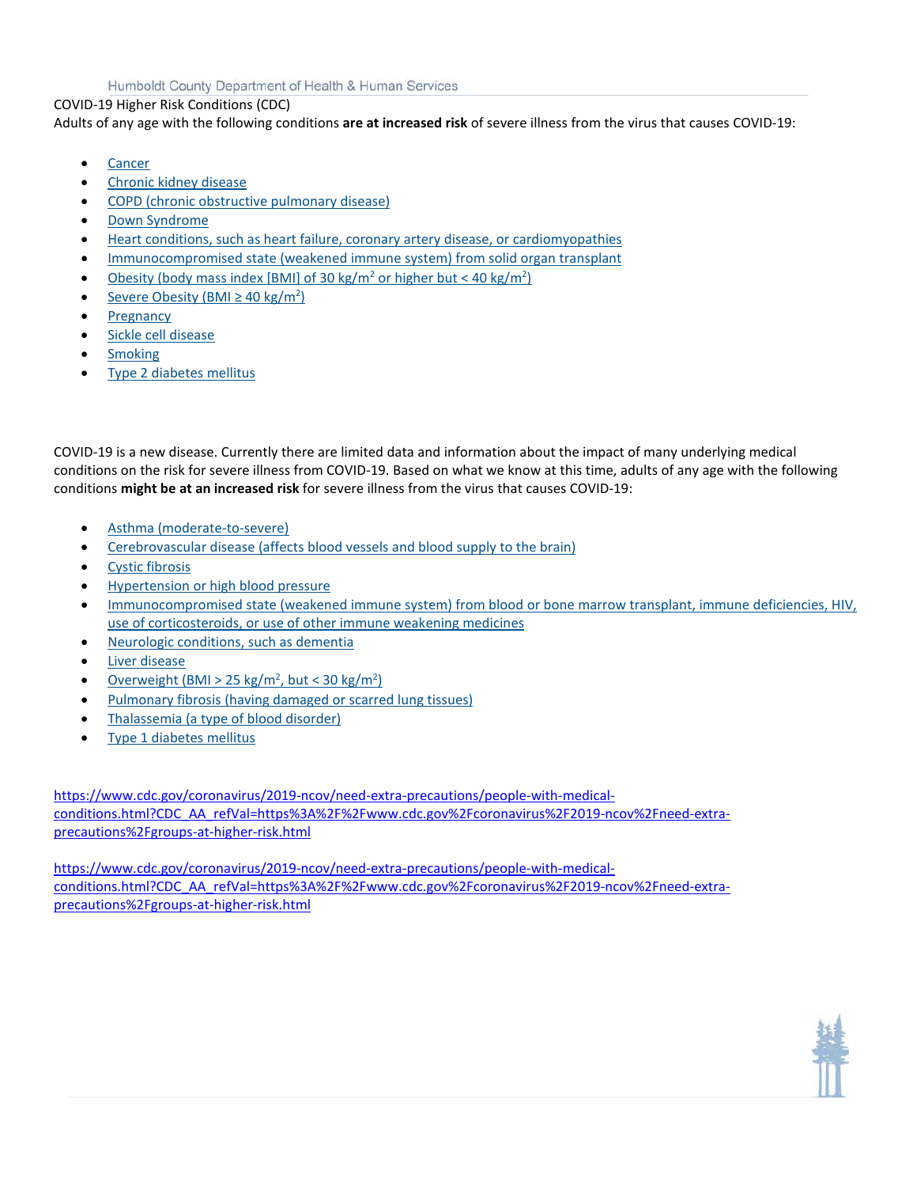COVID-19 Higher Risk Conditions (CDC)

Adults of any age with the following conditions **are at increased risk** of severe illness from the virus that causes COVID-19:

- Cancer
- Chronic kidney disease
- COPD (chronic obstructive pulmonary disease)
- Down Syndrome
- Heart conditions, such as heart failure, coronary artery disease, or cardiomyopathies
- Immunocompromised state (weakened immune system) from solid organ transplant
- Obesity (body mass index [BMI] of 30 $kg/m^2$ or higher but < 40 $kg/m^2$)
- Severe Obesity (BMI ≥ 40 $kg/m^2$)
- Pregnancy
- Sickle cell disease
- Smoking
- Type 2 diabetes mellitus

COVID-19 is a new disease. Currently there are limited data and information about the impact of many underlying medical conditions on the risk for severe illness from COVID-19. Based on what we know at this time, adults of any age with the following conditions **might be at an increased risk** for severe illness from the virus that causes COVID-19:

- Asthma (moderate-to-severe)
- Cerebrovascular disease (affects blood vessels and blood supply to the brain)
- Cystic fibrosis
- Hypertension or high blood pressure
- Immunocompromised state (weakened immune system) from blood or bone marrow transplant, immune deficiencies, HIV, use of corticosteroids, or use of other immune weakening medicines
- Neurologic conditions, such as dementia
- Liver disease
- Overweight (BMI > 25 $kg/m^2$, but < 30 $kg/m^2$)
- Pulmonary fibrosis (having damaged or scarred lung tissues)
- Thalassemia (a type of blood disorder)
- Type 1 diabetes mellitus

https://www.cdc.gov/coronavirus/2019-ncov/need-extra-precautions/people-with-medical-conditions.html?CDC_AA_refVal=https%3A%2F%2Fwww.cdc.gov%2Fcoronavirus%2F2019-ncov%2Fneed-extra-precautions%2Fgroups-at-higher-risk.html

https://www.cdc.gov/coronavirus/2019-ncov/need-extra-precautions/people-with-medical-conditions.html?CDC_AA_refVal=https%3A%2F%2Fwww.cdc.gov%2Fcoronavirus%2F2019-ncov%2Fneed-extra-precautions%2Fgroups-at-higher-risk.html